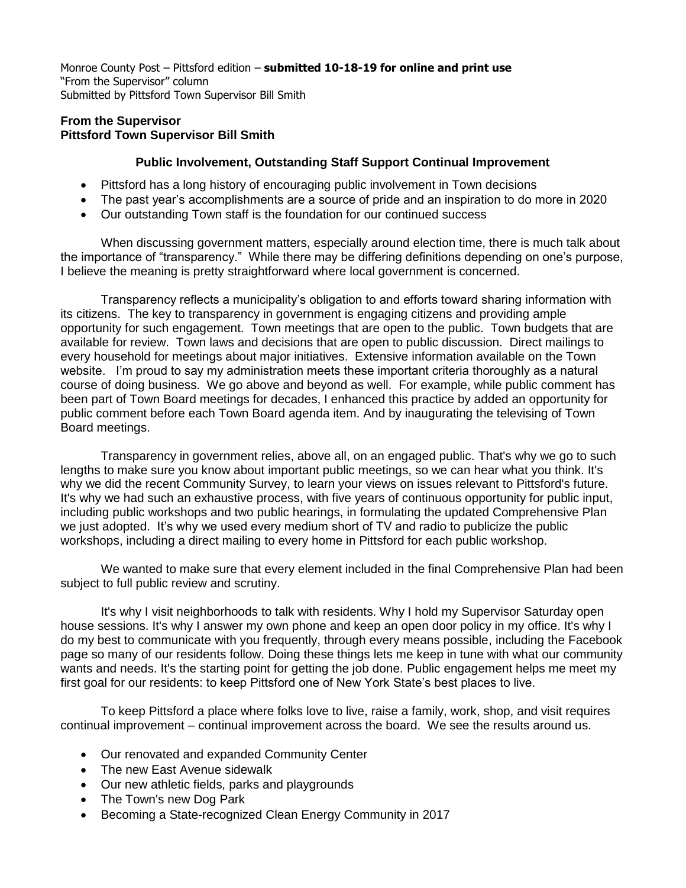Monroe County Post – Pittsford edition – **submitted 10-18-19 for online and print use**
"From the Supervisor" column
Submitted by Pittsford Town Supervisor Bill Smith

**From the Supervisor**
**Pittsford Town Supervisor Bill Smith**

### Public Involvement, Outstanding Staff Support Continual Improvement

- Pittsford has a long history of encouraging public involvement in Town decisions
- The past year's accomplishments are a source of pride and an inspiration to do more in 2020
- Our outstanding Town staff is the foundation for our continued success

When discussing government matters, especially around election time, there is much talk about the importance of "transparency." While there may be differing definitions depending on one's purpose, I believe the meaning is pretty straightforward where local government is concerned.

Transparency reflects a municipality's obligation to and efforts toward sharing information with its citizens. The key to transparency in government is engaging citizens and providing ample opportunity for such engagement. Town meetings that are open to the public. Town budgets that are available for review. Town laws and decisions that are open to public discussion. Direct mailings to every household for meetings about major initiatives. Extensive information available on the Town website. I'm proud to say my administration meets these important criteria thoroughly as a natural course of doing business. We go above and beyond as well. For example, while public comment has been part of Town Board meetings for decades, I enhanced this practice by added an opportunity for public comment before each Town Board agenda item. And by inaugurating the televising of Town Board meetings.

Transparency in government relies, above all, on an engaged public. That's why we go to such lengths to make sure you know about important public meetings, so we can hear what you think. It's why we did the recent Community Survey, to learn your views on issues relevant to Pittsford's future. It's why we had such an exhaustive process, with five years of continuous opportunity for public input, including public workshops and two public hearings, in formulating the updated Comprehensive Plan we just adopted. It's why we used every medium short of TV and radio to publicize the public workshops, including a direct mailing to every home in Pittsford for each public workshop.

We wanted to make sure that every element included in the final Comprehensive Plan had been subject to full public review and scrutiny.

It's why I visit neighborhoods to talk with residents. Why I hold my Supervisor Saturday open house sessions. It's why I answer my own phone and keep an open door policy in my office. It's why I do my best to communicate with you frequently, through every means possible, including the Facebook page so many of our residents follow. Doing these things lets me keep in tune with what our community wants and needs. It's the starting point for getting the job done. Public engagement helps me meet my first goal for our residents: to keep Pittsford one of New York State's best places to live.

To keep Pittsford a place where folks love to live, raise a family, work, shop, and visit requires continual improvement – continual improvement across the board. We see the results around us.

- Our renovated and expanded Community Center
- The new East Avenue sidewalk
- Our new athletic fields, parks and playgrounds
- The Town's new Dog Park
- Becoming a State-recognized Clean Energy Community in 2017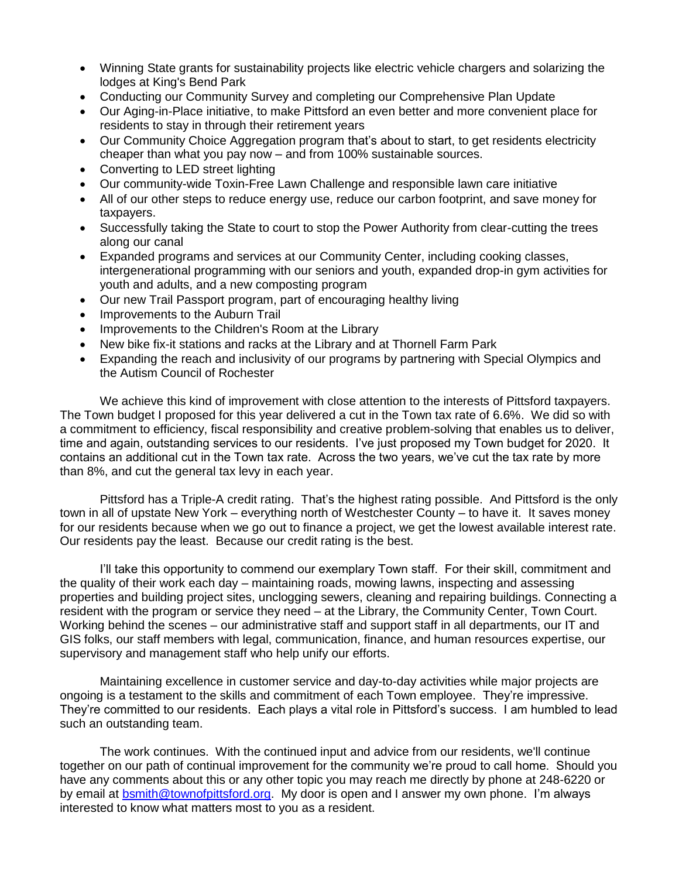- Winning State grants for sustainability projects like electric vehicle chargers and solarizing the lodges at King's Bend Park
- Conducting our Community Survey and completing our Comprehensive Plan Update
- Our Aging-in-Place initiative, to make Pittsford an even better and more convenient place for residents to stay in through their retirement years
- Our Community Choice Aggregation program that's about to start, to get residents electricity cheaper than what you pay now – and from 100% sustainable sources.
- Converting to LED street lighting
- Our community-wide Toxin-Free Lawn Challenge and responsible lawn care initiative
- All of our other steps to reduce energy use, reduce our carbon footprint, and save money for taxpayers.
- Successfully taking the State to court to stop the Power Authority from clear-cutting the trees along our canal
- Expanded programs and services at our Community Center, including cooking classes, intergenerational programming with our seniors and youth, expanded drop-in gym activities for youth and adults, and a new composting program
- Our new Trail Passport program, part of encouraging healthy living
- Improvements to the Auburn Trail
- Improvements to the Children's Room at the Library
- New bike fix-it stations and racks at the Library and at Thornell Farm Park
- Expanding the reach and inclusivity of our programs by partnering with Special Olympics and the Autism Council of Rochester

We achieve this kind of improvement with close attention to the interests of Pittsford taxpayers. The Town budget I proposed for this year delivered a cut in the Town tax rate of 6.6%. We did so with a commitment to efficiency, fiscal responsibility and creative problem-solving that enables us to deliver, time and again, outstanding services to our residents. I've just proposed my Town budget for 2020. It contains an additional cut in the Town tax rate. Across the two years, we've cut the tax rate by more than 8%, and cut the general tax levy in each year.

Pittsford has a Triple-A credit rating. That's the highest rating possible. And Pittsford is the only town in all of upstate New York – everything north of Westchester County – to have it. It saves money for our residents because when we go out to finance a project, we get the lowest available interest rate. Our residents pay the least. Because our credit rating is the best.

I'll take this opportunity to commend our exemplary Town staff. For their skill, commitment and the quality of their work each day – maintaining roads, mowing lawns, inspecting and assessing properties and building project sites, unclogging sewers, cleaning and repairing buildings. Connecting a resident with the program or service they need – at the Library, the Community Center, Town Court. Working behind the scenes – our administrative staff and support staff in all departments, our IT and GIS folks, our staff members with legal, communication, finance, and human resources expertise, our supervisory and management staff who help unify our efforts.

Maintaining excellence in customer service and day-to-day activities while major projects are ongoing is a testament to the skills and commitment of each Town employee. They're impressive. They're committed to our residents. Each plays a vital role in Pittsford's success. I am humbled to lead such an outstanding team.

The work continues. With the continued input and advice from our residents, we'll continue together on our path of continual improvement for the community we're proud to call home. Should you have any comments about this or any other topic you may reach me directly by phone at 248-6220 or by email at bsmith@townofpittsford.org. My door is open and I answer my own phone. I'm always interested to know what matters most to you as a resident.